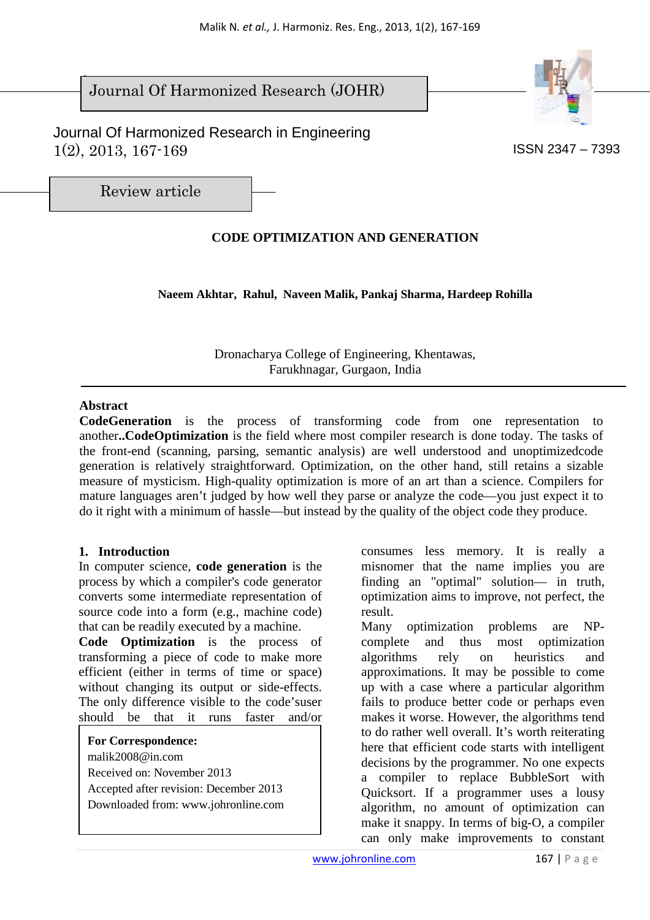Journal Of Harmonized Research (JOHR)

Journal Of Harmonized Research in Engineering
1(2), 2013, 167-169

ISSN 2347 – 7393

Review article

# CODE OPTIMIZATION AND GENERATION

**Naeem Akhtar, Rahul, Naveen Malik, Pankaj Sharma, Hardeep Rohilla**

Dronacharya College of Engineering, Khentawas,
Farukhnagar, Gurgaon, India

## Abstract

**CodeGeneration** is the process of transforming code from one representation to another**..CodeOptimization** is the field where most compiler research is done today. The tasks of the front-end (scanning, parsing, semantic analysis) are well understood and unoptimizedcode generation is relatively straightforward. Optimization, on the other hand, still retains a sizable measure of mysticism. High-quality optimization is more of an art than a science. Compilers for mature languages aren't judged by how well they parse or analyze the code—you just expect it to do it right with a minimum of hassle—but instead by the quality of the object code they produce.

## 1. Introduction

In computer science, **code generation** is the process by which a compiler's code generator converts some intermediate representation of source code into a form (e.g., machine code) that can be readily executed by a machine.

**Code Optimization** is the process of transforming a piece of code to make more efficient (either in terms of time or space) without changing its output or side-effects. The only difference visible to the code'suser should be that it runs faster and/or consumes less memory. It is really a misnomer that the name implies you are finding an "optimal" solution— in truth, optimization aims to improve, not perfect, the result.

Many optimization problems are NP-complete and thus most optimization algorithms rely on heuristics and approximations. It may be possible to come up with a case where a particular algorithm fails to produce better code or perhaps even makes it worse. However, the algorithms tend to do rather well overall. It's worth reiterating here that efficient code starts with intelligent decisions by the programmer. No one expects a compiler to replace BubbleSort with Quicksort. If a programmer uses a lousy algorithm, no amount of optimization can make it snappy. In terms of big-O, a compiler can only make improvements to constant

**For Correspondence:**
malik2008@in.com
Received on: November 2013
Accepted after revision: December 2013
Downloaded from: www.johronline.com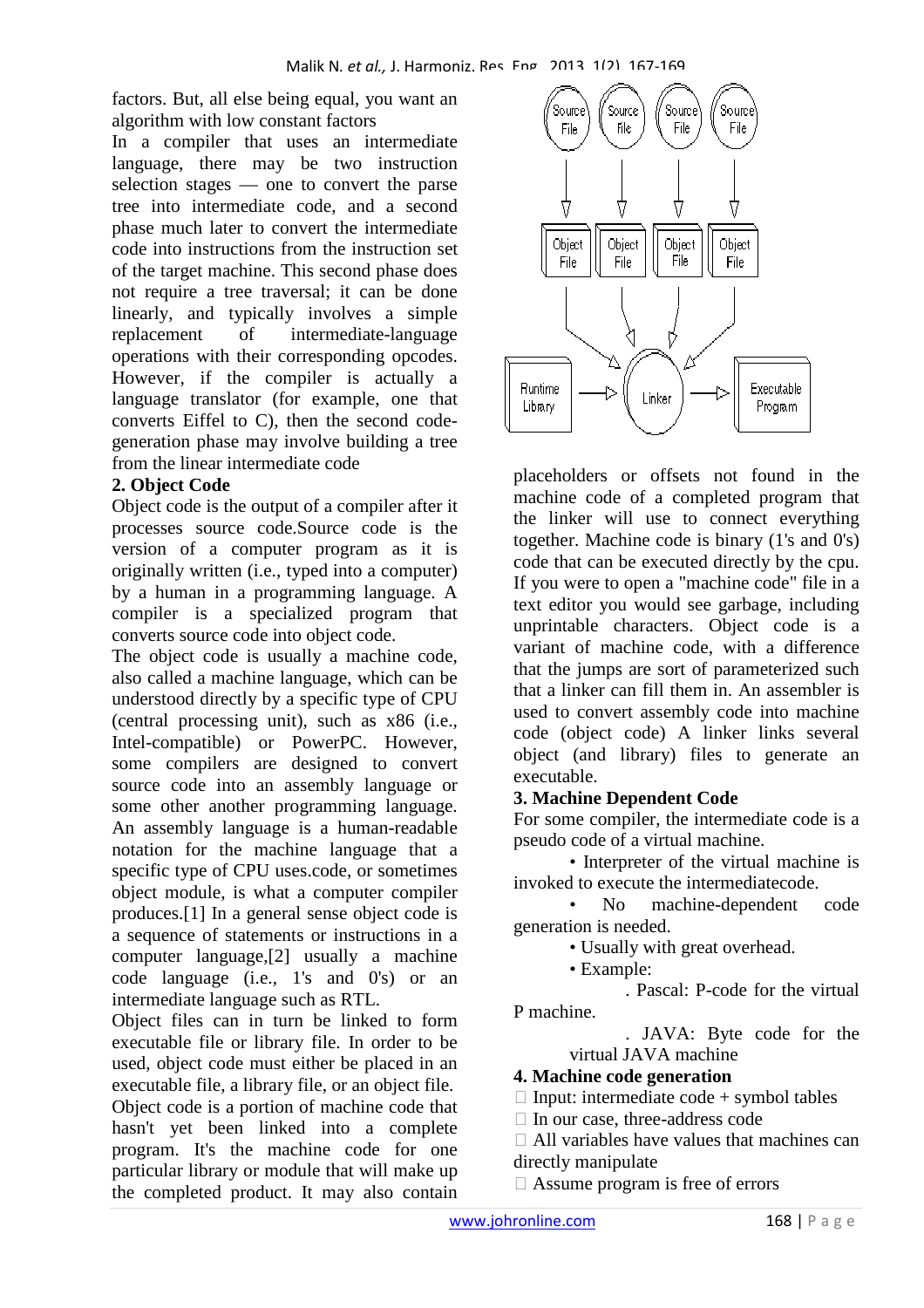factors. But, all else being equal, you want an algorithm with low constant factors

In a compiler that uses an intermediate language, there may be two instruction selection stages — one to convert the parse tree into intermediate code, and a second phase much later to convert the intermediate code into instructions from the instruction set of the target machine. This second phase does not require a tree traversal; it can be done linearly, and typically involves a simple replacement of intermediate-language operations with their corresponding opcodes. However, if the compiler is actually a language translator (for example, one that converts Eiffel to C), then the second code-generation phase may involve building a tree from the linear intermediate code

## 2. Object Code

Object code is the output of a compiler after it processes source code.Source code is the version of a computer program as it is originally written (i.e., typed into a computer) by a human in a programming language. A compiler is a specialized program that converts source code into object code.

The object code is usually a machine code, also called a machine language, which can be understood directly by a specific type of CPU (central processing unit), such as x86 (i.e., Intel-compatible) or PowerPC. However, some compilers are designed to convert source code into an assembly language or some other another programming language. An assembly language is a human-readable notation for the machine language that a specific type of CPU uses.code, or sometimes object module, is what a computer compiler produces.[1] In a general sense object code is a sequence of statements or instructions in a computer language,[2] usually a machine code language (i.e., 1's and 0's) or an intermediate language such as RTL.

Object files can in turn be linked to form executable file or library file. In order to be used, object code must either be placed in an executable file, a library file, or an object file.

Object code is a portion of machine code that hasn't yet been linked into a complete program. It's the machine code for one particular library or module that will make up the completed product. It may also contain placeholders or offsets not found in the machine code of a completed program that the linker will use to connect everything together. Machine code is binary (1's and 0's) code that can be executed directly by the cpu. If you were to open a "machine code" file in a text editor you would see garbage, including unprintable characters. Object code is a variant of machine code, with a difference that the jumps are sort of parameterized such that a linker can fill them in. An assembler is used to convert assembly code into machine code (object code) A linker links several object (and library) files to generate an executable.

## 3. Machine Dependent Code

For some compiler, the intermediate code is a pseudo code of a virtual machine.

- Interpreter of the virtual machine is invoked to execute the intermediatecode.
- No machine-dependent code generation is needed.
- Usually with great overhead.
- Example:
  - . Pascal: P-code for the virtual P machine.
  - . JAVA: Byte code for the virtual JAVA machine

## 4. Machine code generation

- Input: intermediate code + symbol tables
- In our case, three-address code
- All variables have values that machines can directly manipulate
- Assume program is free of errors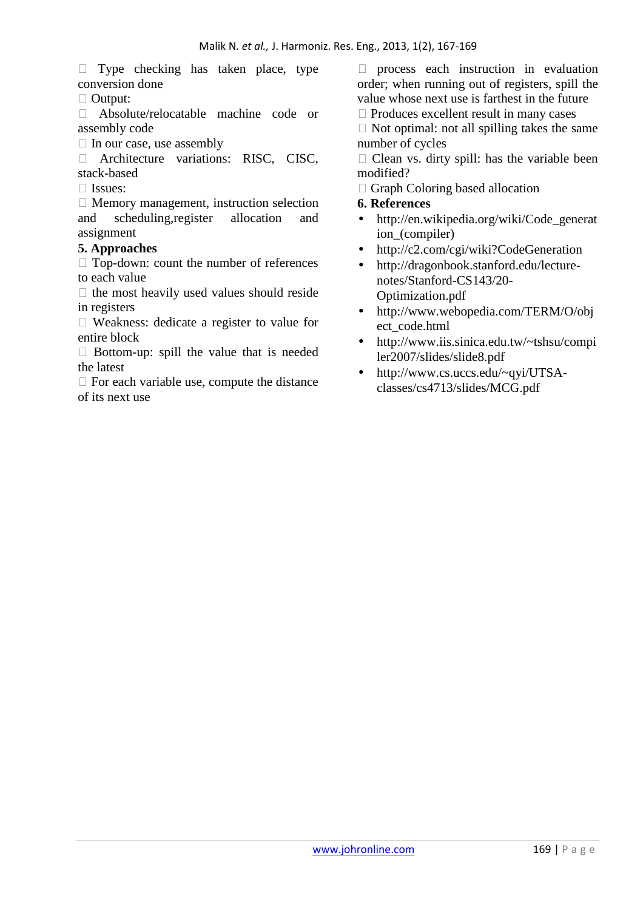-  Type checking has taken place, type conversion done
-  Output:
-  Absolute/relocatable machine code or assembly code
-  In our case, use assembly
-  Architecture variations: RISC, CISC, stack-based
-  Issues:
-  Memory management, instruction selection and scheduling,register allocation and assignment

**5. Approaches**

-  Top-down: count the number of references to each value
-  the most heavily used values should reside in registers
-  Weakness: dedicate a register to value for entire block
-  Bottom-up: spill the value that is needed the latest
-  For each variable use, compute the distance of its next use
-  process each instruction in evaluation order; when running out of registers, spill the value whose next use is farthest in the future
-  Produces excellent result in many cases
-  Not optimal: not all spilling takes the same number of cycles
-  Clean vs. dirty spill: has the variable been modified?
-  Graph Coloring based allocation

**6. References**

- http://en.wikipedia.org/wiki/Code_generation_(compiler)
- http://c2.com/cgi/wiki?CodeGeneration
- http://dragonbook.stanford.edu/lecture-notes/Stanford-CS143/20-Optimization.pdf
- http://www.webopedia.com/TERM/O/object_code.html
- http://www.iis.sinica.edu.tw/~tshsu/compiler2007/slides/slide8.pdf
- http://www.cs.uccs.edu/~qyi/UTSA-classes/cs4713/slides/MCG.pdf